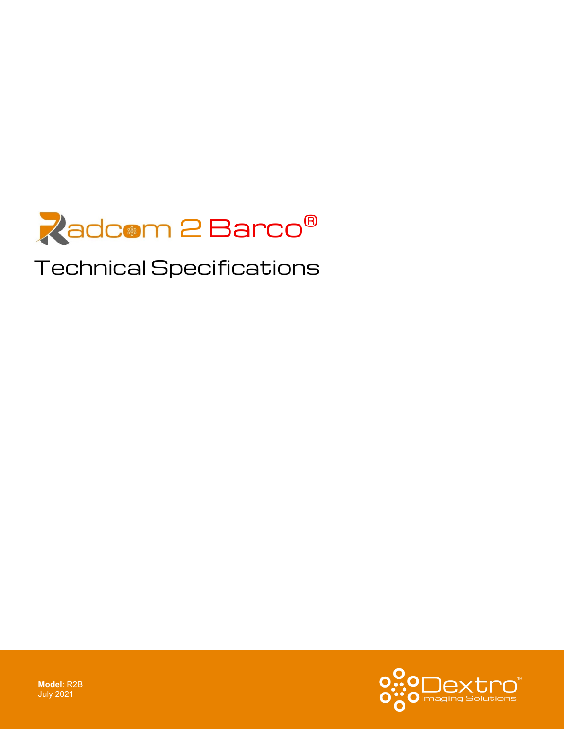# Radcom 2 Barco®

## Technical Specifications

**Model**: R2B
July 2021

Dextro™
Imaging Solutions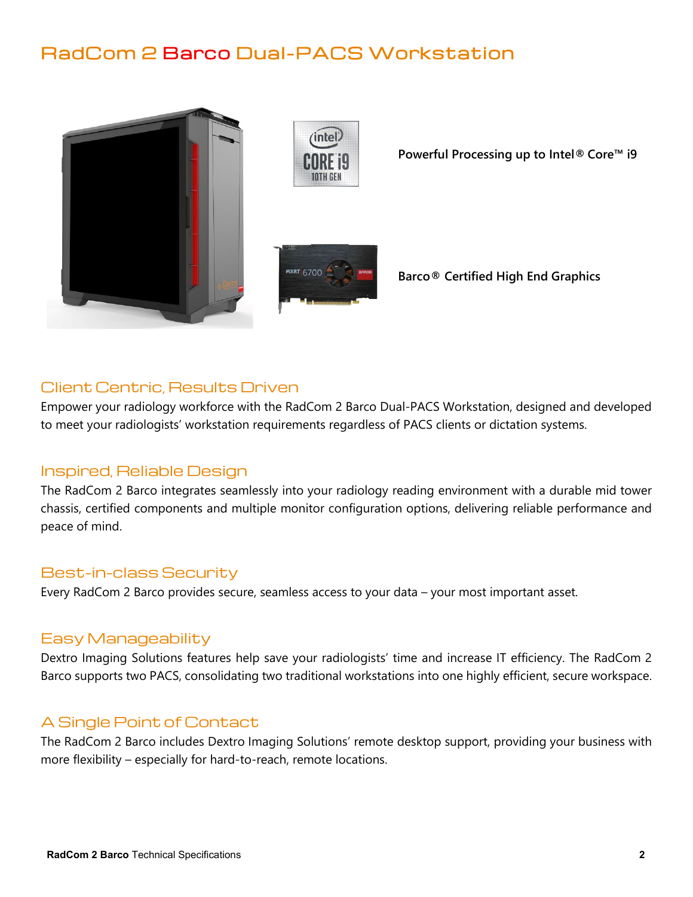# RadCom 2 Barco Dual-PACS Workstation

**Powerful Processing up to Intel® Core™ i9**

**Barco® Certified High End Graphics**

## Client Centric, Results Driven

Empower your radiology workforce with the RadCom 2 Barco Dual-PACS Workstation, designed and developed to meet your radiologists' workstation requirements regardless of PACS clients or dictation systems.

## Inspired, Reliable Design

The RadCom 2 Barco integrates seamlessly into your radiology reading environment with a durable mid tower chassis, certified components and multiple monitor configuration options, delivering reliable performance and peace of mind.

## Best-in-class Security

Every RadCom 2 Barco provides secure, seamless access to your data – your most important asset.

## Easy Manageability

Dextro Imaging Solutions features help save your radiologists' time and increase IT efficiency. The RadCom 2 Barco supports two PACS, consolidating two traditional workstations into one highly efficient, secure workspace.

## A Single Point of Contact

The RadCom 2 Barco includes Dextro Imaging Solutions' remote desktop support, providing your business with more flexibility – especially for hard-to-reach, remote locations.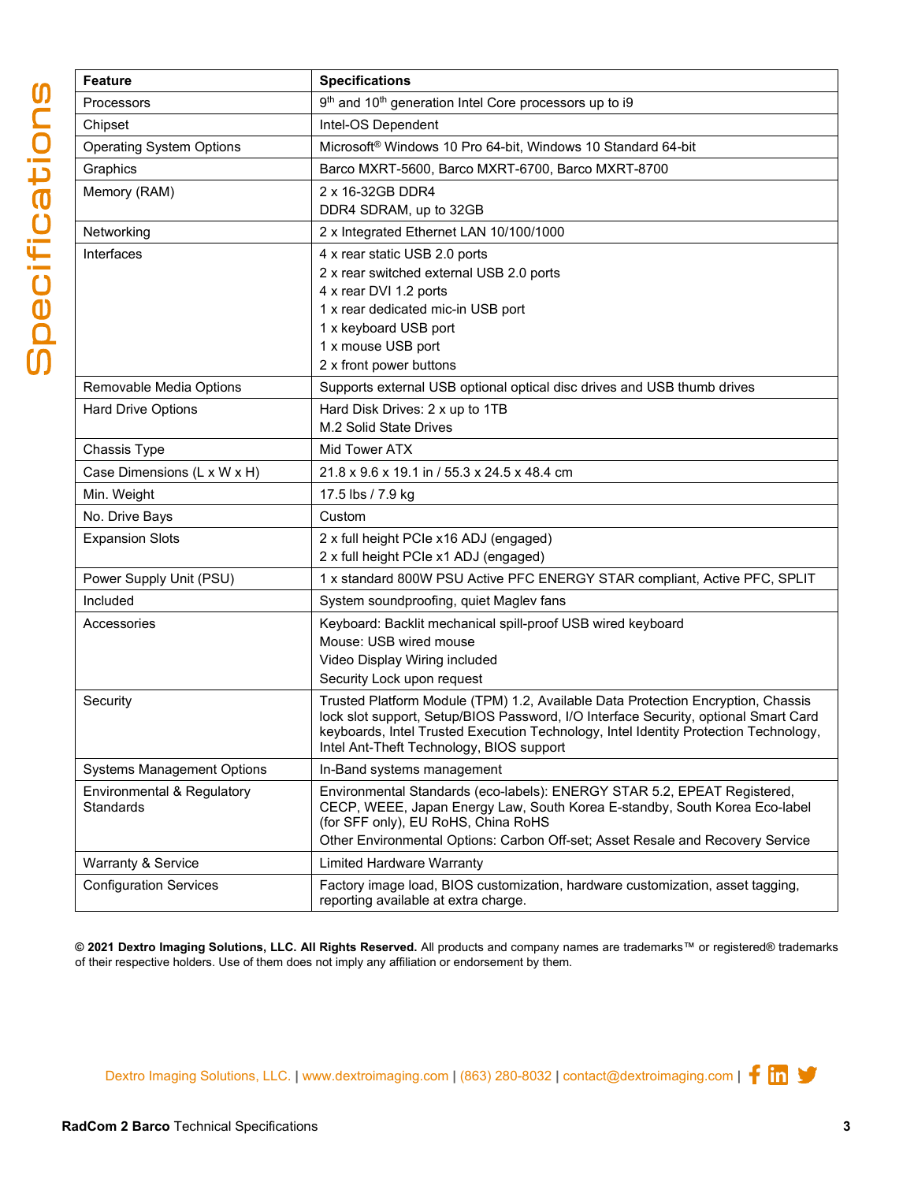# Specifications

| Feature | Specifications |
|---|---|
| Processors | 9th and 10th generation Intel Core processors up to i9 |
| Chipset | Intel-OS Dependent |
| Operating System Options | Microsoft® Windows 10 Pro 64-bit, Windows 10 Standard 64-bit |
| Graphics | Barco MXRT-5600, Barco MXRT-6700, Barco MXRT-8700 |
| Memory (RAM) | 2 x 16-32GB DDR4<br>DDR4 SDRAM, up to 32GB |
| Networking | 2 x Integrated Ethernet LAN 10/100/1000 |
| Interfaces | 4 x rear static USB 2.0 ports<br>2 x rear switched external USB 2.0 ports<br>4 x rear DVI 1.2 ports<br>1 x rear dedicated mic-in USB port<br>1 x keyboard USB port<br>1 x mouse USB port<br>2 x front power buttons |
| Removable Media Options | Supports external USB optional optical disc drives and USB thumb drives |
| Hard Drive Options | Hard Disk Drives: 2 x up to 1TB<br>M.2 Solid State Drives |
| Chassis Type | Mid Tower ATX |
| Case Dimensions (L x W x H) | 21.8 x 9.6 x 19.1 in / 55.3 x 24.5 x 48.4 cm |
| Min. Weight | 17.5 lbs / 7.9 kg |
| No. Drive Bays | Custom |
| Expansion Slots | 2 x full height PCIe x16 ADJ (engaged)<br>2 x full height PCIe x1 ADJ (engaged) |
| Power Supply Unit (PSU) | 1 x standard 800W PSU Active PFC ENERGY STAR compliant, Active PFC, SPLIT |
| Included | System soundproofing, quiet Maglev fans |
| Accessories | Keyboard: Backlit mechanical spill-proof USB wired keyboard<br>Mouse: USB wired mouse<br>Video Display Wiring included<br>Security Lock upon request |
| Security | Trusted Platform Module (TPM) 1.2, Available Data Protection Encryption, Chassis lock slot support, Setup/BIOS Password, I/O Interface Security, optional Smart Card keyboards, Intel Trusted Execution Technology, Intel Identity Protection Technology, Intel Ant-Theft Technology, BIOS support |
| Systems Management Options | In-Band systems management |
| Environmental & Regulatory Standards | Environmental Standards (eco-labels): ENERGY STAR 5.2, EPEAT Registered, CECP, WEEE, Japan Energy Law, South Korea E-standby, South Korea Eco-label (for SFF only), EU RoHS, China RoHS<br>Other Environmental Options: Carbon Off-set; Asset Resale and Recovery Service |
| Warranty & Service | Limited Hardware Warranty |
| Configuration Services | Factory image load, BIOS customization, hardware customization, asset tagging, reporting available at extra charge. |

**© 2021 Dextro Imaging Solutions, LLC. All Rights Reserved.** All products and company names are trademarks™ or registered® trademarks of their respective holders. Use of them does not imply any affiliation or endorsement by them.

Dextro Imaging Solutions, LLC. | www.dextroimaging.com | (863) 280-8032 | contact@dextroimaging.com |